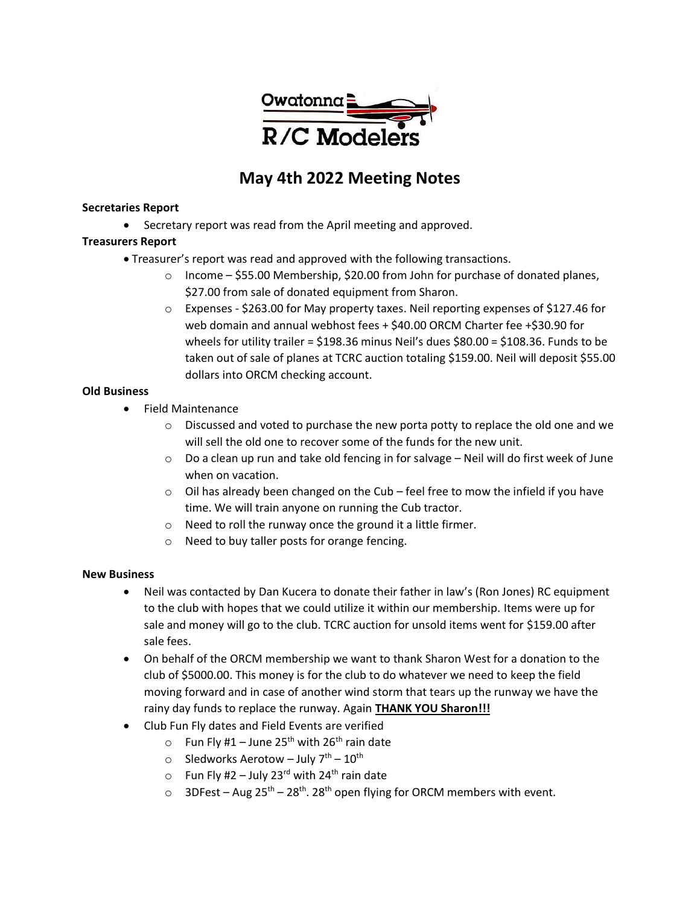# May 4th 2022 Meeting Notes

**Secretaries Report**

- Secretary report was read from the April meeting and approved.

**Treasurers Report**

- Treasurer's report was read and approved with the following transactions.
  - Income – $55.00 Membership, $20.00 from John for purchase of donated planes, $27.00 from sale of donated equipment from Sharon.
  - Expenses - $263.00 for May property taxes. Neil reporting expenses of $127.46 for web domain and annual webhost fees + $40.00 ORCM Charter fee +$30.90 for wheels for utility trailer = $198.36 minus Neil's dues $80.00 = $108.36. Funds to be taken out of sale of planes at TCRC auction totaling $159.00. Neil will deposit $55.00 dollars into ORCM checking account.

**Old Business**

- Field Maintenance
  - Discussed and voted to purchase the new porta potty to replace the old one and we will sell the old one to recover some of the funds for the new unit.
  - Do a clean up run and take old fencing in for salvage – Neil will do first week of June when on vacation.
  - Oil has already been changed on the Cub – feel free to mow the infield if you have time. We will train anyone on running the Cub tractor.
  - Need to roll the runway once the ground it a little firmer.
  - Need to buy taller posts for orange fencing.

**New Business**

- Neil was contacted by Dan Kucera to donate their father in law's (Ron Jones) RC equipment to the club with hopes that we could utilize it within our membership. Items were up for sale and money will go to the club. TCRC auction for unsold items went for $159.00 after sale fees.
- On behalf of the ORCM membership we want to thank Sharon West for a donation to the club of $5000.00. This money is for the club to do whatever we need to keep the field moving forward and in case of another wind storm that tears up the runway we have the rainy day funds to replace the runway. Again **THANK YOU Sharon!!!**
- Club Fun Fly dates and Field Events are verified
  - Fun Fly #1 – June 25th with 26th rain date
  - Sledworks Aerotow – July 7th – 10th
  - Fun Fly #2 – July 23rd with 24th rain date
  - 3DFest – Aug 25th – 28th. 28th open flying for ORCM members with event.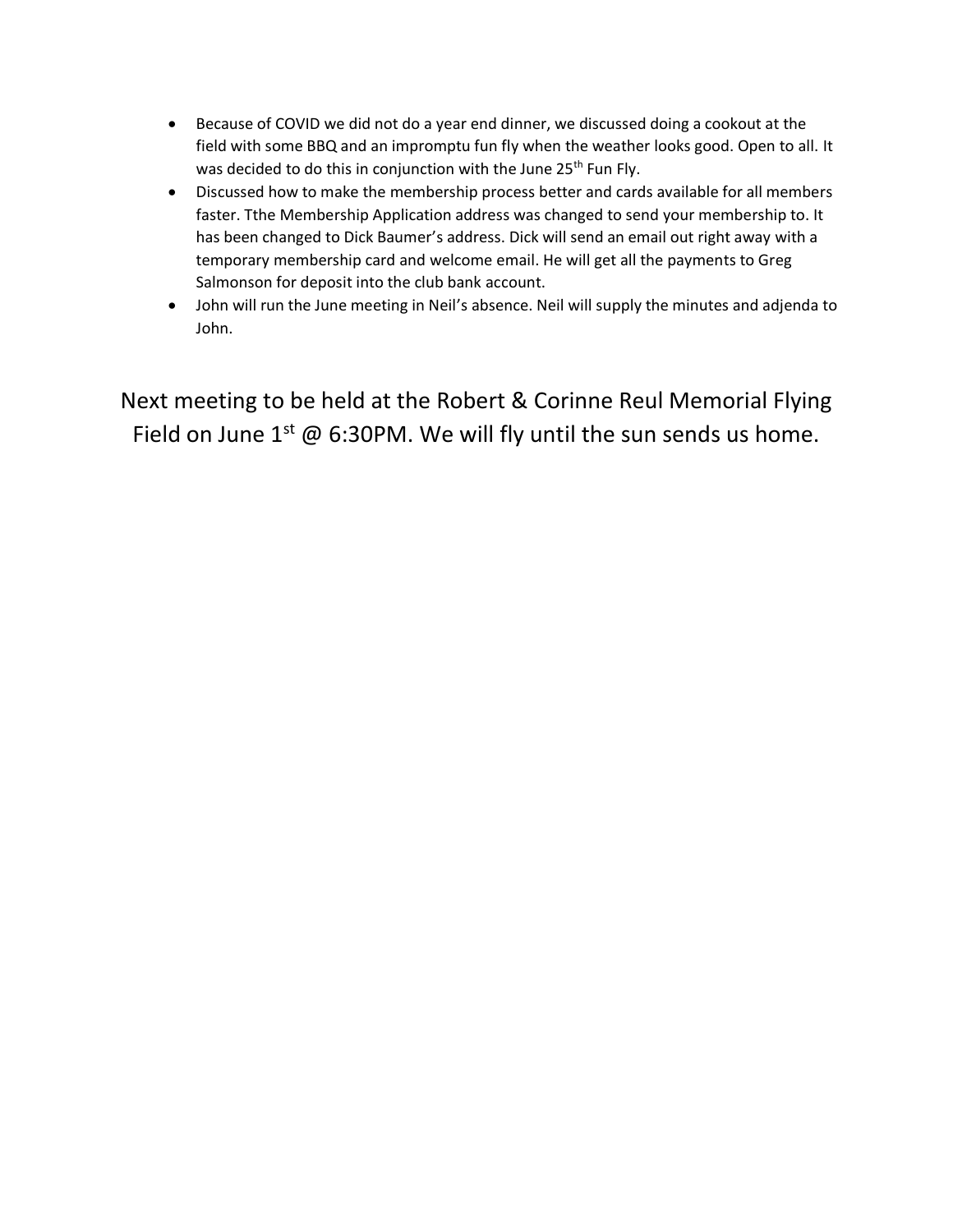- Because of COVID we did not do a year end dinner, we discussed doing a cookout at the field with some BBQ and an impromptu fun fly when the weather looks good. Open to all. It was decided to do this in conjunction with the June 25th Fun Fly.
- Discussed how to make the membership process better and cards available for all members faster. Tthe Membership Application address was changed to send your membership to. It has been changed to Dick Baumer's address. Dick will send an email out right away with a temporary membership card and welcome email. He will get all the payments to Greg Salmonson for deposit into the club bank account.
- John will run the June meeting in Neil's absence. Neil will supply the minutes and adjenda to John.

Next meeting to be held at the Robert & Corinne Reul Memorial Flying Field on June 1st @ 6:30PM. We will fly until the sun sends us home.